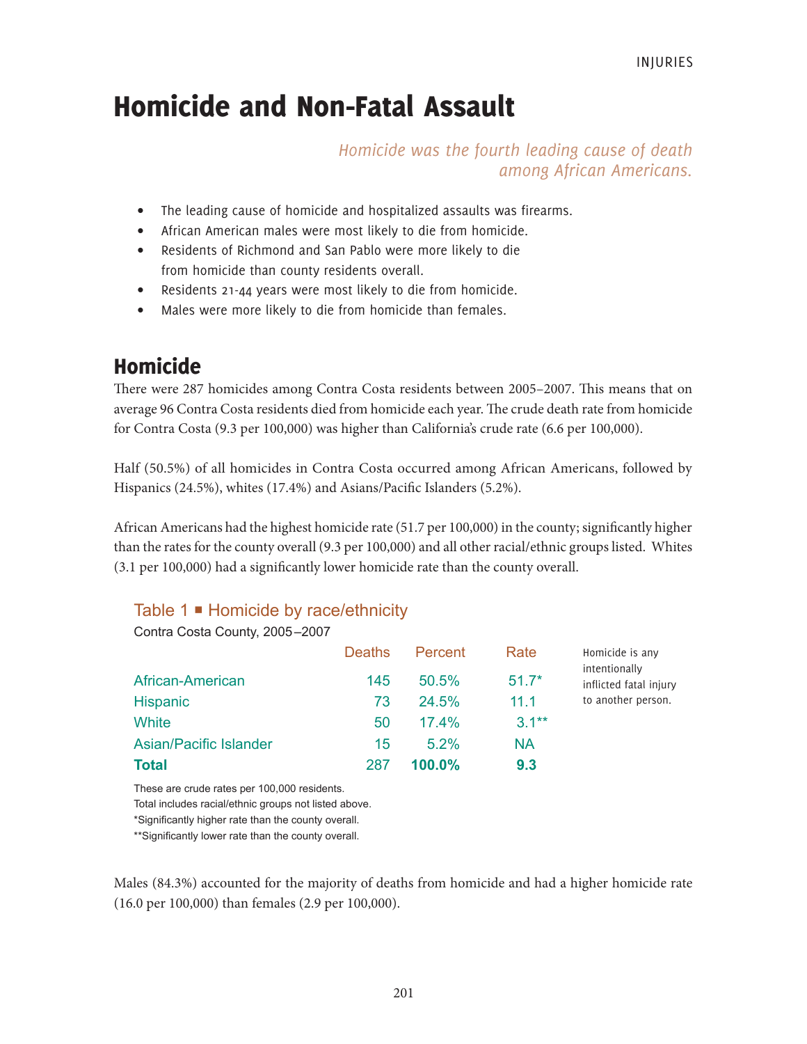# Homicide and Non-Fatal Assault

*Homicide was the fourth leading cause of death among African Americans.*

- The leading cause of homicide and hospitalized assaults was firearms.
- African American males were most likely to die from homicide.
- Residents of Richmond and San Pablo were more likely to die from homicide than county residents overall.
- Residents 21-44 years were most likely to die from homicide.
- Males were more likely to die from homicide than females.

## Homicide

There were 287 homicides among Contra Costa residents between 2005–2007. This means that on average 96 Contra Costa residents died from homicide each year. The crude death rate from homicide for Contra Costa (9.3 per 100,000) was higher than California's crude rate (6.6 per 100,000).

Half (50.5%) of all homicides in Contra Costa occurred among African Americans, followed by Hispanics (24.5%), whites (17.4%) and Asians/Pacific Islanders (5.2%).

African Americans had the highest homicide rate (51.7 per 100,000) in the county; significantly higher than the rates for the county overall (9.3 per 100,000) and all other racial/ethnic groups listed. Whites (3.1 per 100,000) had a significantly lower homicide rate than the county overall.

### Table 1 ■ Homicide by race/ethnicity

Contra Costa County, 2005–2007

| | Deaths | Percent | Rate |
|---|---|---|---|
| African-American | 145 | 50.5% | 51.7* |
| Hispanic | 73 | 24.5% | 11.1 |
| White | 50 | 17.4% | 3.1** |
| Asian/Pacific Islander | 15 | 5.2% | NA |
| **Total** | 287 | **100.0%** | **9.3** |

These are crude rates per 100,000 residents.
Total includes racial/ethnic groups not listed above.
*Significantly higher rate than the county overall.
**Significantly lower rate than the county overall.

Homicide is any intentionally inflicted fatal injury to another person.

Males (84.3%) accounted for the majority of deaths from homicide and had a higher homicide rate (16.0 per 100,000) than females (2.9 per 100,000).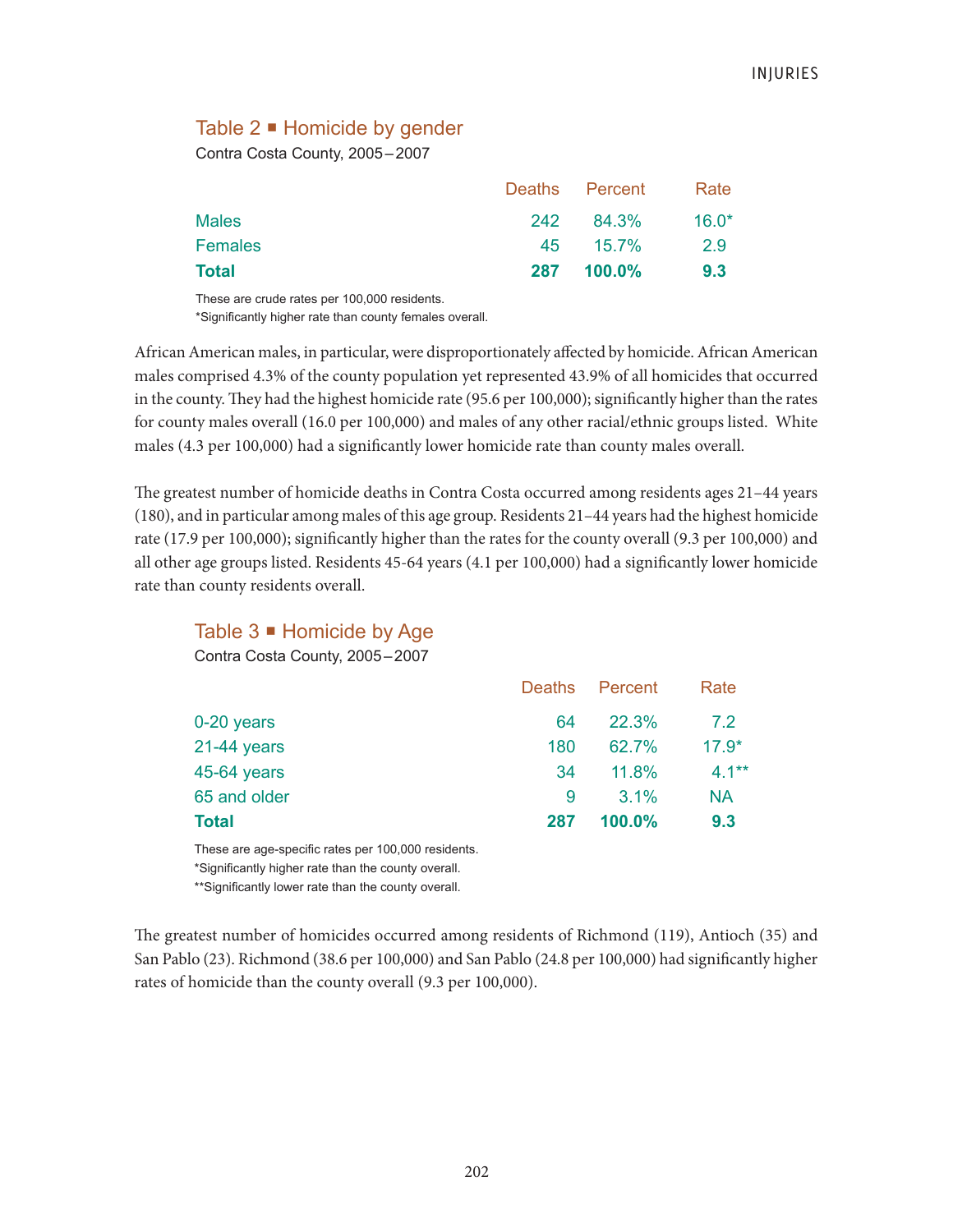### Table 2 ▪ Homicide by gender

Contra Costa County, 2005–2007

| | Deaths | Percent | Rate |
|---|---|---|---|
| Males | 242 | 84.3% | 16.0* |
| Females | 45 | 15.7% | 2.9 |
| **Total** | **287** | **100.0%** | **9.3** |

These are crude rates per 100,000 residents.
*Significantly higher rate than county females overall.

African American males, in particular, were disproportionately affected by homicide. African American males comprised 4.3% of the county population yet represented 43.9% of all homicides that occurred in the county. They had the highest homicide rate (95.6 per 100,000); significantly higher than the rates for county males overall (16.0 per 100,000) and males of any other racial/ethnic groups listed. White males (4.3 per 100,000) had a significantly lower homicide rate than county males overall.

The greatest number of homicide deaths in Contra Costa occurred among residents ages 21–44 years (180), and in particular among males of this age group. Residents 21–44 years had the highest homicide rate (17.9 per 100,000); significantly higher than the rates for the county overall (9.3 per 100,000) and all other age groups listed. Residents 45-64 years (4.1 per 100,000) had a significantly lower homicide rate than county residents overall.

### Table 3 ▪ Homicide by Age

Contra Costa County, 2005–2007

| | Deaths | Percent | Rate |
|---|---|---|---|
| 0-20 years | 64 | 22.3% | 7.2 |
| 21-44 years | 180 | 62.7% | 17.9* |
| 45-64 years | 34 | 11.8% | 4.1** |
| 65 and older | 9 | 3.1% | NA |
| **Total** | **287** | **100.0%** | **9.3** |

These are age-specific rates per 100,000 residents.
*Significantly higher rate than the county overall.
**Significantly lower rate than the county overall.

The greatest number of homicides occurred among residents of Richmond (119), Antioch (35) and San Pablo (23). Richmond (38.6 per 100,000) and San Pablo (24.8 per 100,000) had significantly higher rates of homicide than the county overall (9.3 per 100,000).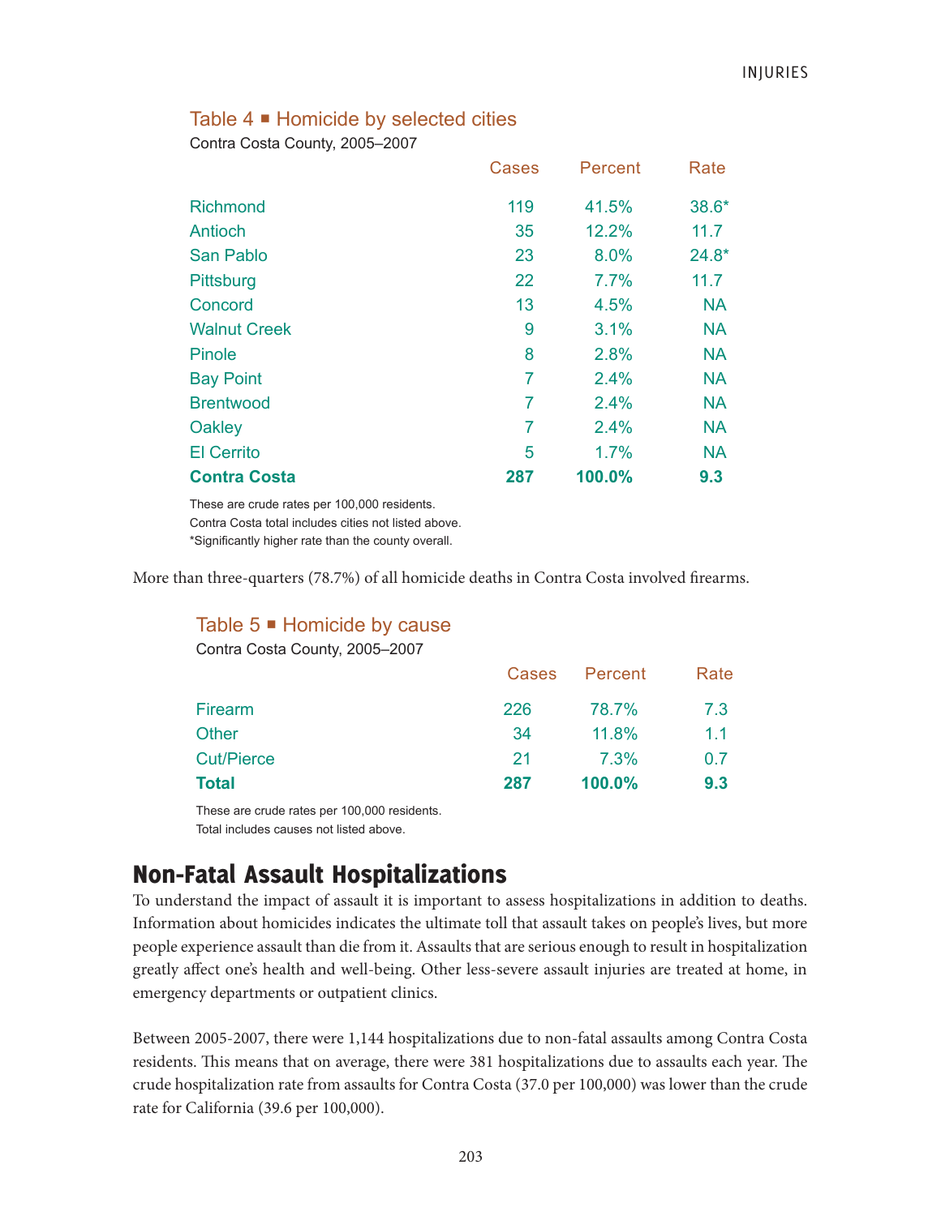### Table 4 ■ Homicide by selected cities

Contra Costa County, 2005–2007

| | Cases | Percent | Rate |
|---|---|---|---|
| Richmond | 119 | 41.5% | 38.6* |
| Antioch | 35 | 12.2% | 11.7 |
| San Pablo | 23 | 8.0% | 24.8* |
| Pittsburg | 22 | 7.7% | 11.7 |
| Concord | 13 | 4.5% | NA |
| Walnut Creek | 9 | 3.1% | NA |
| Pinole | 8 | 2.8% | NA |
| Bay Point | 7 | 2.4% | NA |
| Brentwood | 7 | 2.4% | NA |
| Oakley | 7 | 2.4% | NA |
| El Cerrito | 5 | 1.7% | NA |
| **Contra Costa** | **287** | **100.0%** | **9.3** |

These are crude rates per 100,000 residents.
Contra Costa total includes cities not listed above.
*Significantly higher rate than the county overall.

More than three-quarters (78.7%) of all homicide deaths in Contra Costa involved firearms.

### Table 5 ■ Homicide by cause

Contra Costa County, 2005–2007

| | Cases | Percent | Rate |
|---|---|---|---|
| Firearm | 226 | 78.7% | 7.3 |
| Other | 34 | 11.8% | 1.1 |
| Cut/Pierce | 21 | 7.3% | 0.7 |
| **Total** | **287** | **100.0%** | **9.3** |

These are crude rates per 100,000 residents.
Total includes causes not listed above.

## Non-Fatal Assault Hospitalizations

To understand the impact of assault it is important to assess hospitalizations in addition to deaths. Information about homicides indicates the ultimate toll that assault takes on people's lives, but more people experience assault than die from it. Assaults that are serious enough to result in hospitalization greatly affect one's health and well-being. Other less-severe assault injuries are treated at home, in emergency departments or outpatient clinics.

Between 2005-2007, there were 1,144 hospitalizations due to non-fatal assaults among Contra Costa residents. This means that on average, there were 381 hospitalizations due to assaults each year. The crude hospitalization rate from assaults for Contra Costa (37.0 per 100,000) was lower than the crude rate for California (39.6 per 100,000).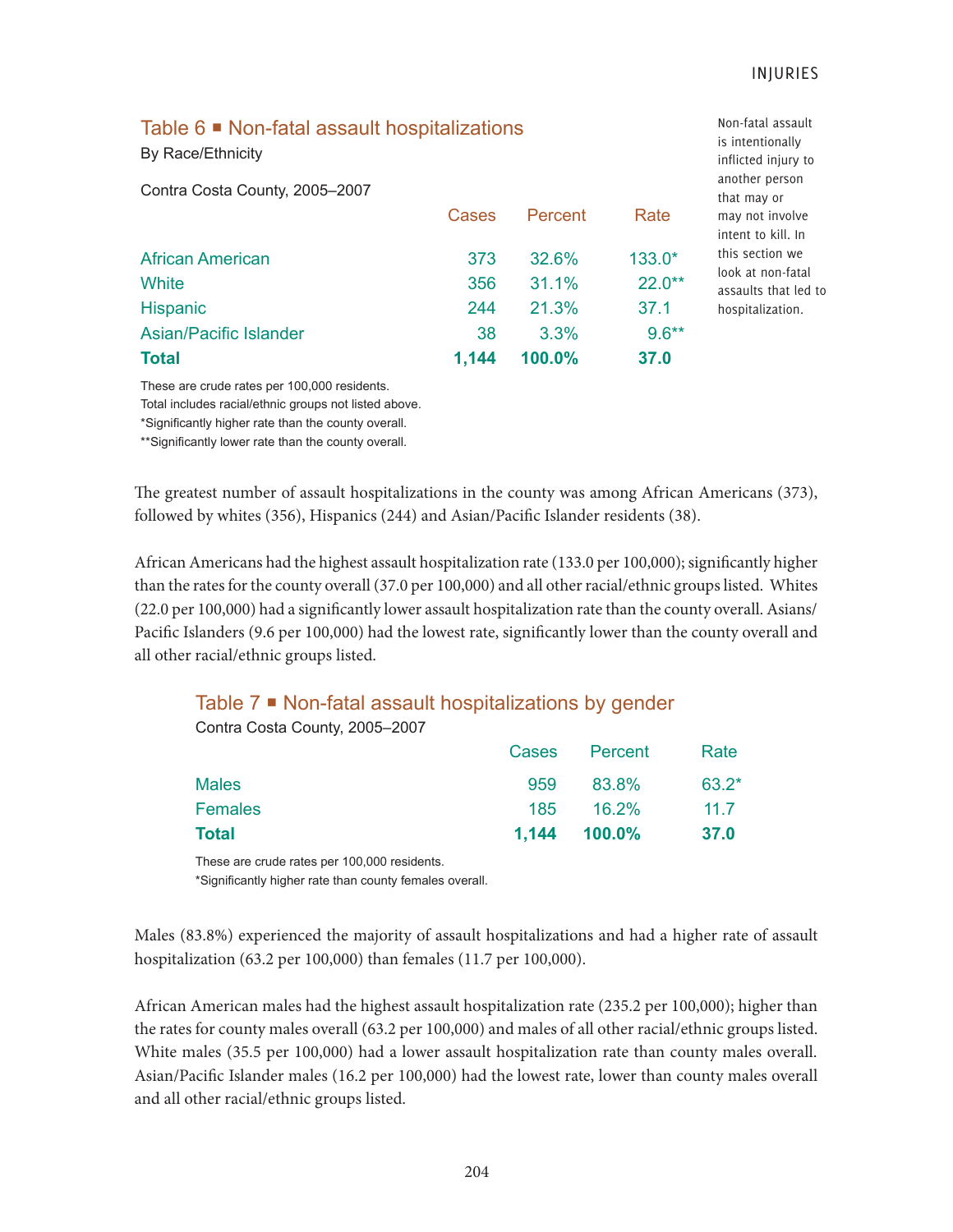## Table 6 ■ Non-fatal assault hospitalizations

By Race/Ethnicity

Contra Costa County, 2005–2007

| | Cases | Percent | Rate |
|---|---|---|---|
| African American | 373 | 32.6% | 133.0* |
| White | 356 | 31.1% | 22.0** |
| Hispanic | 244 | 21.3% | 37.1 |
| Asian/Pacific Islander | 38 | 3.3% | 9.6** |
| **Total** | **1,144** | **100.0%** | **37.0** |

These are crude rates per 100,000 residents.
Total includes racial/ethnic groups not listed above.
*Significantly higher rate than the county overall.
**Significantly lower rate than the county overall.

Non-fatal assault is intentionally inflicted injury to another person that may or may not involve intent to kill. In this section we look at non-fatal assaults that led to hospitalization.

The greatest number of assault hospitalizations in the county was among African Americans (373), followed by whites (356), Hispanics (244) and Asian/Pacific Islander residents (38).

African Americans had the highest assault hospitalization rate (133.0 per 100,000); significantly higher than the rates for the county overall (37.0 per 100,000) and all other racial/ethnic groups listed. Whites (22.0 per 100,000) had a significantly lower assault hospitalization rate than the county overall. Asians/Pacific Islanders (9.6 per 100,000) had the lowest rate, significantly lower than the county overall and all other racial/ethnic groups listed.

## Table 7 ■ Non-fatal assault hospitalizations by gender

Contra Costa County, 2005–2007

| | Cases | Percent | Rate |
|---|---|---|---|
| Males | 959 | 83.8% | 63.2* |
| Females | 185 | 16.2% | 11.7 |
| **Total** | **1,144** | **100.0%** | **37.0** |

These are crude rates per 100,000 residents.
*Significantly higher rate than county females overall.

Males (83.8%) experienced the majority of assault hospitalizations and had a higher rate of assault hospitalization (63.2 per 100,000) than females (11.7 per 100,000).

African American males had the highest assault hospitalization rate (235.2 per 100,000); higher than the rates for county males overall (63.2 per 100,000) and males of all other racial/ethnic groups listed. White males (35.5 per 100,000) had a lower assault hospitalization rate than county males overall. Asian/Pacific Islander males (16.2 per 100,000) had the lowest rate, lower than county males overall and all other racial/ethnic groups listed.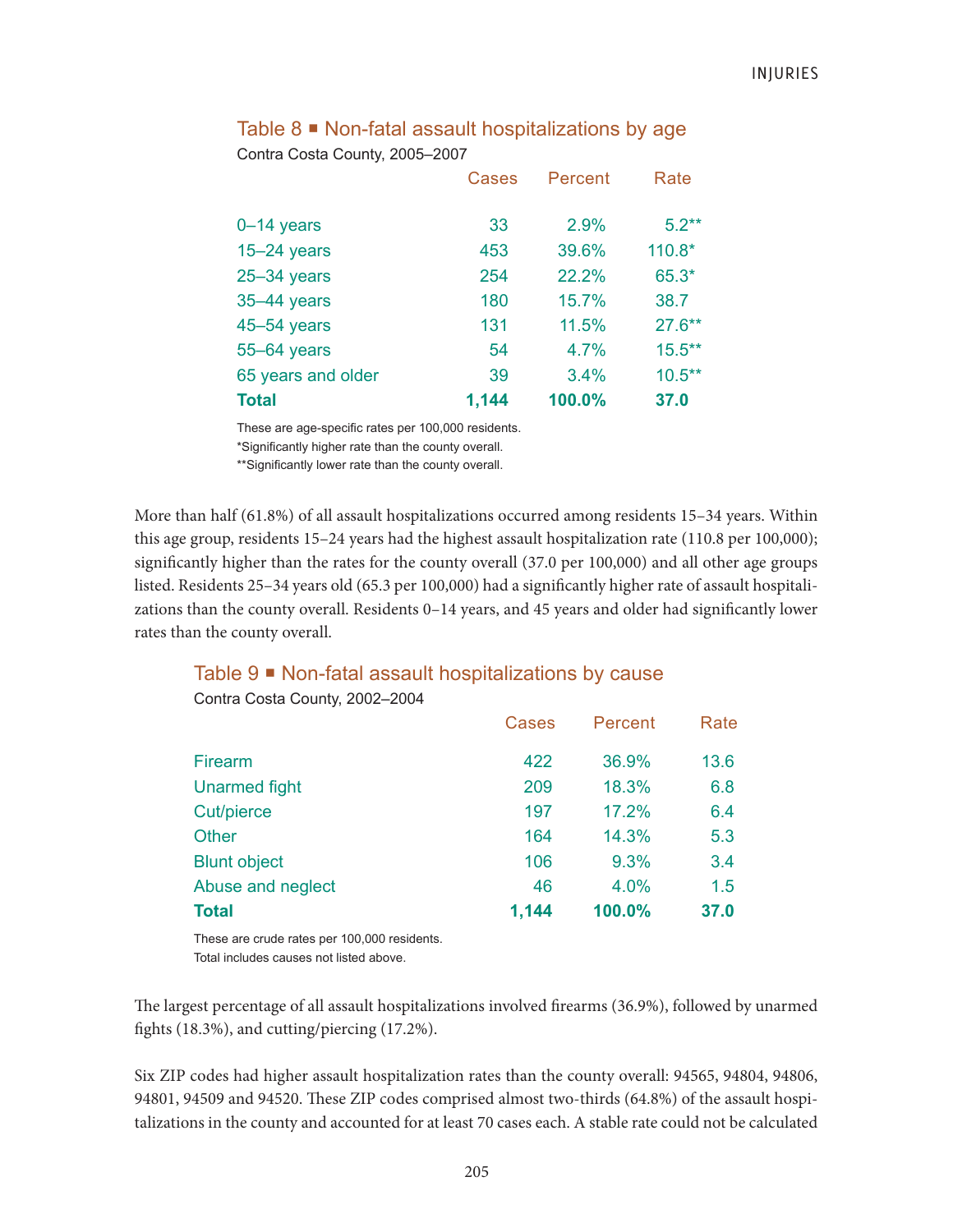### Table 8 ▪ Non-fatal assault hospitalizations by age

Contra Costa County, 2005–2007

| | Cases | Percent | Rate |
|---|---|---|---|
| 0–14 years | 33 | 2.9% | 5.2** |
| 15–24 years | 453 | 39.6% | 110.8* |
| 25–34 years | 254 | 22.2% | 65.3* |
| 35–44 years | 180 | 15.7% | 38.7 |
| 45–54 years | 131 | 11.5% | 27.6** |
| 55–64 years | 54 | 4.7% | 15.5** |
| 65 years and older | 39 | 3.4% | 10.5** |
| **Total** | **1,144** | **100.0%** | **37.0** |

These are age-specific rates per 100,000 residents.
*Significantly higher rate than the county overall.
**Significantly lower rate than the county overall.

More than half (61.8%) of all assault hospitalizations occurred among residents 15–34 years. Within this age group, residents 15–24 years had the highest assault hospitalization rate (110.8 per 100,000); significantly higher than the rates for the county overall (37.0 per 100,000) and all other age groups listed. Residents 25–34 years old (65.3 per 100,000) had a significantly higher rate of assault hospitalizations than the county overall. Residents 0–14 years, and 45 years and older had significantly lower rates than the county overall.

### Table 9 ▪ Non-fatal assault hospitalizations by cause

Contra Costa County, 2002–2004

| | Cases | Percent | Rate |
|---|---|---|---|
| Firearm | 422 | 36.9% | 13.6 |
| Unarmed fight | 209 | 18.3% | 6.8 |
| Cut/pierce | 197 | 17.2% | 6.4 |
| Other | 164 | 14.3% | 5.3 |
| Blunt object | 106 | 9.3% | 3.4 |
| Abuse and neglect | 46 | 4.0% | 1.5 |
| **Total** | **1,144** | **100.0%** | **37.0** |

These are crude rates per 100,000 residents.
Total includes causes not listed above.

The largest percentage of all assault hospitalizations involved firearms (36.9%), followed by unarmed fights (18.3%), and cutting/piercing (17.2%).

Six ZIP codes had higher assault hospitalization rates than the county overall: 94565, 94804, 94806, 94801, 94509 and 94520. These ZIP codes comprised almost two-thirds (64.8%) of the assault hospitalizations in the county and accounted for at least 70 cases each. A stable rate could not be calculated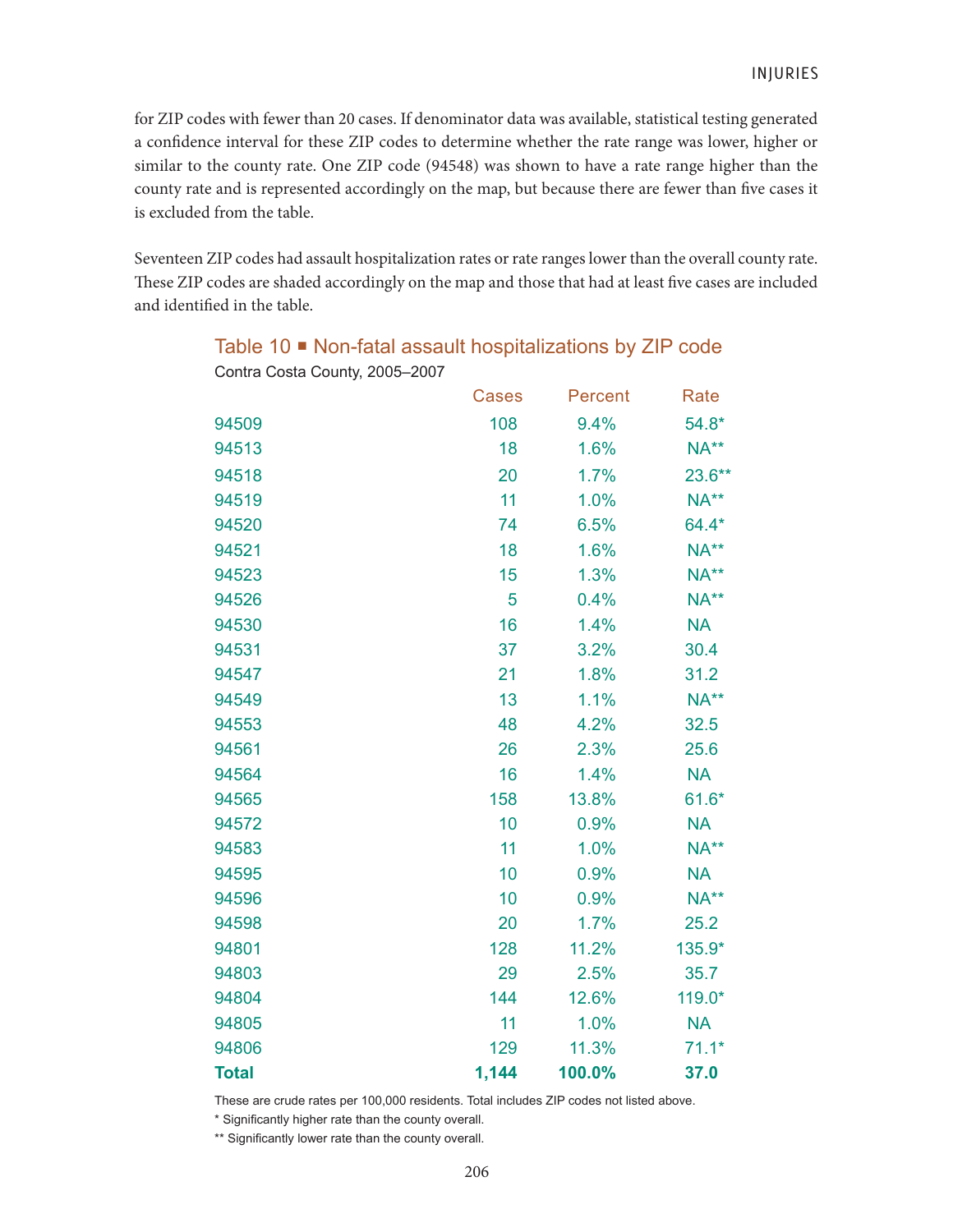for ZIP codes with fewer than 20 cases. If denominator data was available, statistical testing generated a confidence interval for these ZIP codes to determine whether the rate range was lower, higher or similar to the county rate. One ZIP code (94548) was shown to have a rate range higher than the county rate and is represented accordingly on the map, but because there are fewer than five cases it is excluded from the table.

Seventeen ZIP codes had assault hospitalization rates or rate ranges lower than the overall county rate. These ZIP codes are shaded accordingly on the map and those that had at least five cases are included and identified in the table.

### Table 10 ■ Non-fatal assault hospitalizations by ZIP code

Contra Costa County, 2005–2007

| | Cases | Percent | Rate |
|---|---|---|---|
| 94509 | 108 | 9.4% | 54.8* |
| 94513 | 18 | 1.6% | NA** |
| 94518 | 20 | 1.7% | 23.6** |
| 94519 | 11 | 1.0% | NA** |
| 94520 | 74 | 6.5% | 64.4* |
| 94521 | 18 | 1.6% | NA** |
| 94523 | 15 | 1.3% | NA** |
| 94526 | 5 | 0.4% | NA** |
| 94530 | 16 | 1.4% | NA |
| 94531 | 37 | 3.2% | 30.4 |
| 94547 | 21 | 1.8% | 31.2 |
| 94549 | 13 | 1.1% | NA** |
| 94553 | 48 | 4.2% | 32.5 |
| 94561 | 26 | 2.3% | 25.6 |
| 94564 | 16 | 1.4% | NA |
| 94565 | 158 | 13.8% | 61.6* |
| 94572 | 10 | 0.9% | NA |
| 94583 | 11 | 1.0% | NA** |
| 94595 | 10 | 0.9% | NA |
| 94596 | 10 | 0.9% | NA** |
| 94598 | 20 | 1.7% | 25.2 |
| 94801 | 128 | 11.2% | 135.9* |
| 94803 | 29 | 2.5% | 35.7 |
| 94804 | 144 | 12.6% | 119.0* |
| 94805 | 11 | 1.0% | NA |
| 94806 | 129 | 11.3% | 71.1* |
| **Total** | **1,144** | **100.0%** | **37.0** |

These are crude rates per 100,000 residents. Total includes ZIP codes not listed above.

* Significantly higher rate than the county overall.

** Significantly lower rate than the county overall.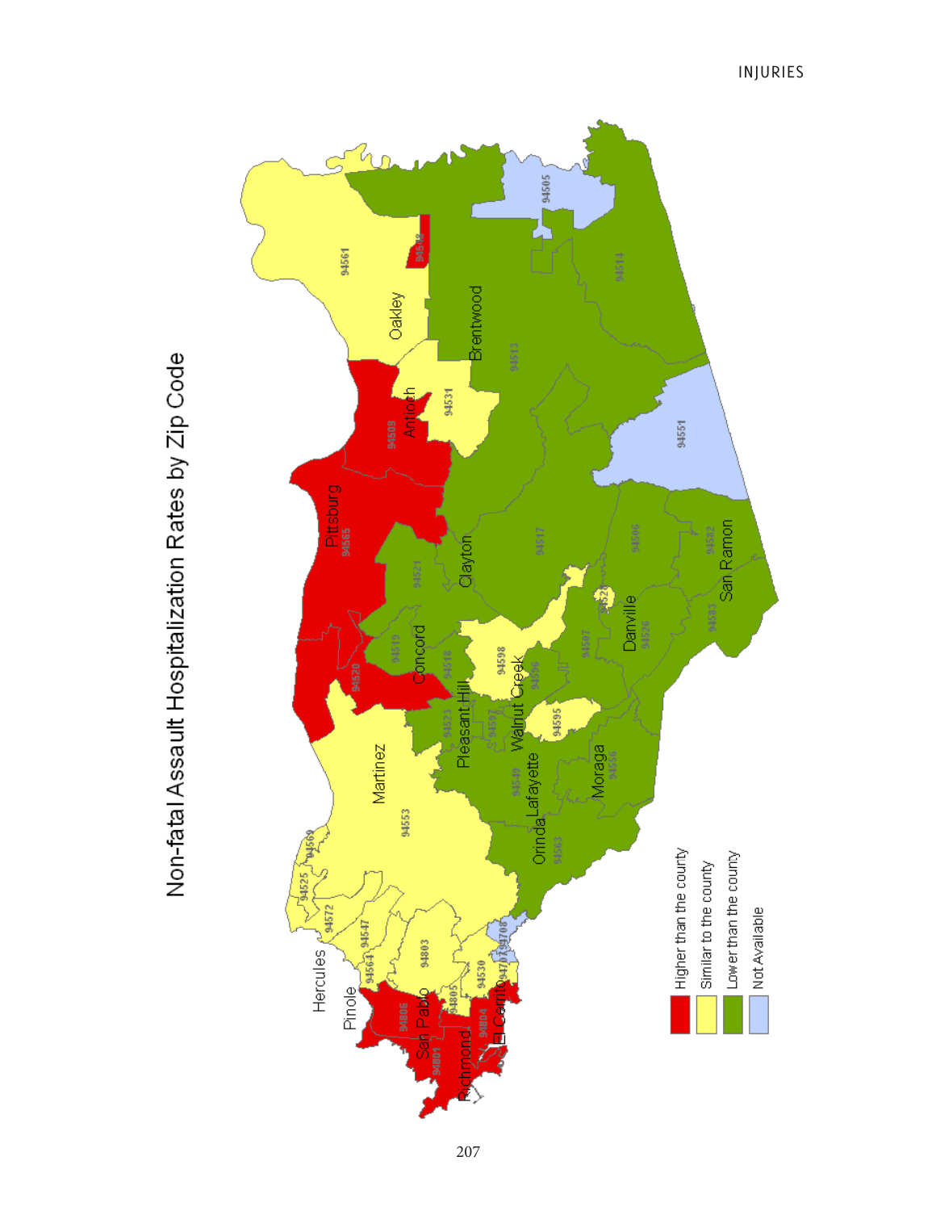# Non-fatal Assault Hospitalization Rates by Zip Code

- Higher than the county
- Similar to the county
- Lower than the county
- Not Available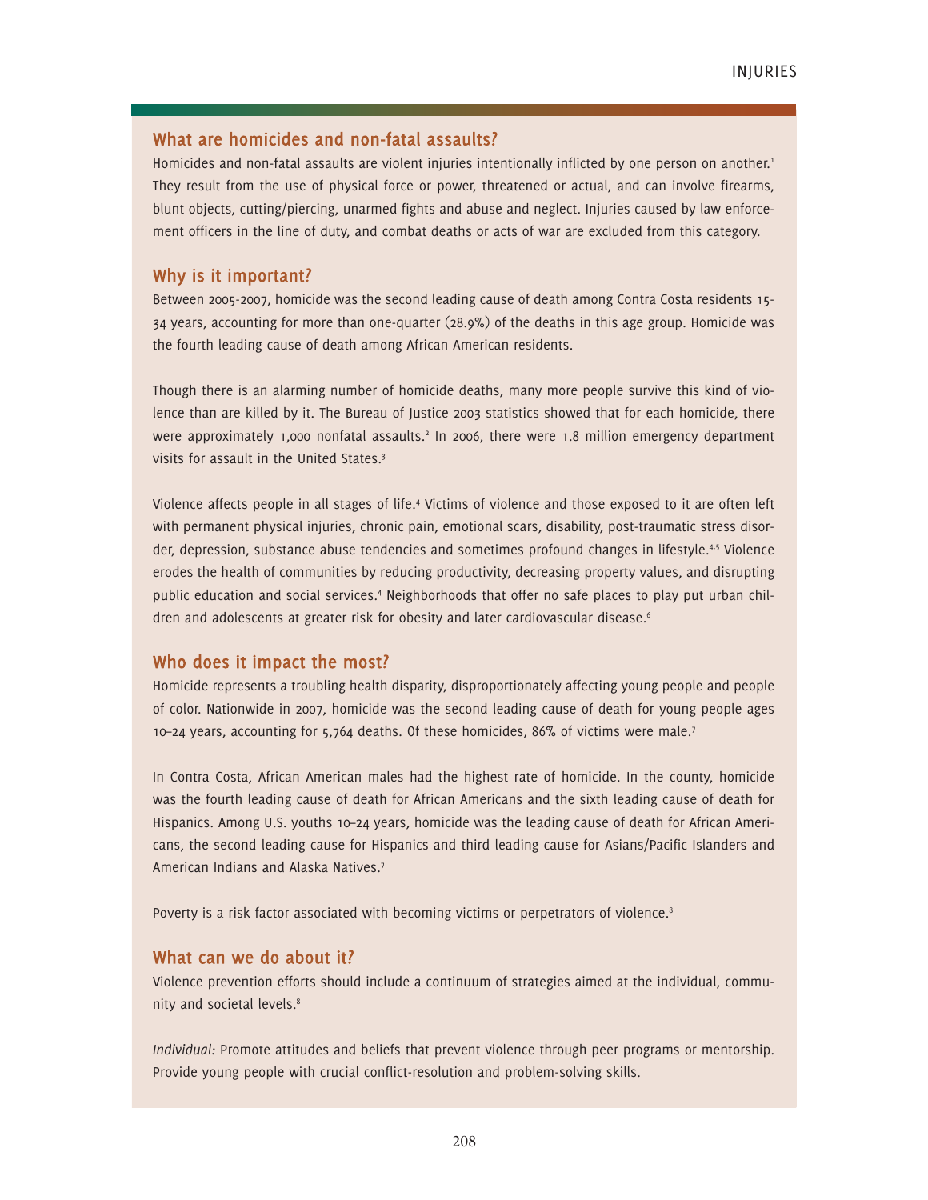## What are homicides and non-fatal assaults?

Homicides and non-fatal assaults are violent injuries intentionally inflicted by one person on another.[1] They result from the use of physical force or power, threatened or actual, and can involve firearms, blunt objects, cutting/piercing, unarmed fights and abuse and neglect. Injuries caused by law enforcement officers in the line of duty, and combat deaths or acts of war are excluded from this category.

## Why is it important?

Between 2005-2007, homicide was the second leading cause of death among Contra Costa residents 15-34 years, accounting for more than one-quarter (28.9%) of the deaths in this age group. Homicide was the fourth leading cause of death among African American residents.

Though there is an alarming number of homicide deaths, many more people survive this kind of violence than are killed by it. The Bureau of Justice 2003 statistics showed that for each homicide, there were approximately 1,000 nonfatal assaults.[2] In 2006, there were 1.8 million emergency department visits for assault in the United States.[3]

Violence affects people in all stages of life.[4] Victims of violence and those exposed to it are often left with permanent physical injuries, chronic pain, emotional scars, disability, post-traumatic stress disorder, depression, substance abuse tendencies and sometimes profound changes in lifestyle.[4,5] Violence erodes the health of communities by reducing productivity, decreasing property values, and disrupting public education and social services.[4] Neighborhoods that offer no safe places to play put urban children and adolescents at greater risk for obesity and later cardiovascular disease.[6]

## Who does it impact the most?

Homicide represents a troubling health disparity, disproportionately affecting young people and people of color. Nationwide in 2007, homicide was the second leading cause of death for young people ages 10–24 years, accounting for 5,764 deaths. Of these homicides, 86% of victims were male.[7]

In Contra Costa, African American males had the highest rate of homicide. In the county, homicide was the fourth leading cause of death for African Americans and the sixth leading cause of death for Hispanics. Among U.S. youths 10–24 years, homicide was the leading cause of death for African Americans, the second leading cause for Hispanics and third leading cause for Asians/Pacific Islanders and American Indians and Alaska Natives.[7]

Poverty is a risk factor associated with becoming victims or perpetrators of violence.[8]

## What can we do about it?

Violence prevention efforts should include a continuum of strategies aimed at the individual, community and societal levels.[8]

*Individual:* Promote attitudes and beliefs that prevent violence through peer programs or mentorship. Provide young people with crucial conflict-resolution and problem-solving skills.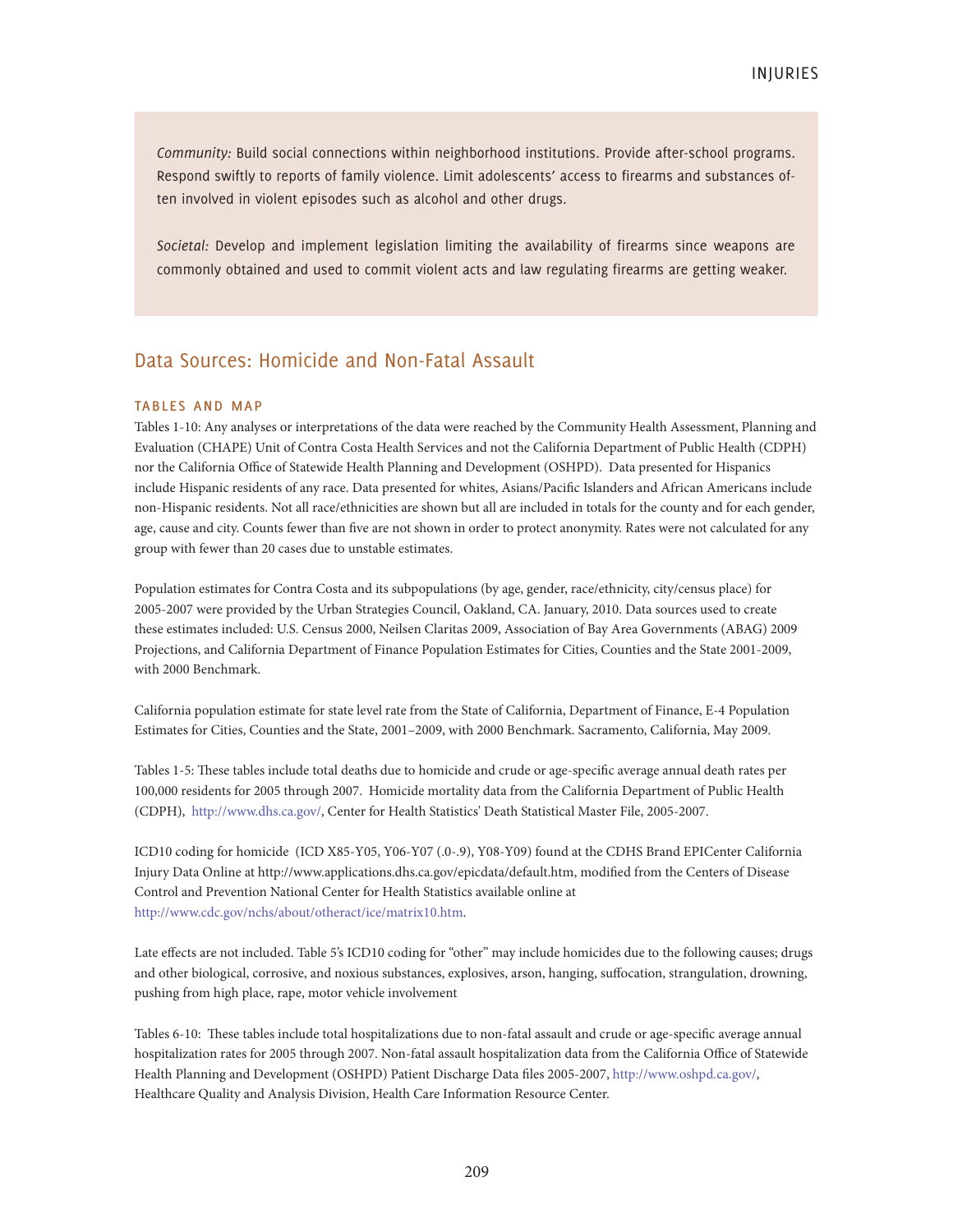*Community:* Build social connections within neighborhood institutions. Provide after-school programs. Respond swiftly to reports of family violence. Limit adolescents' access to firearms and substances often involved in violent episodes such as alcohol and other drugs.

*Societal:* Develop and implement legislation limiting the availability of firearms since weapons are commonly obtained and used to commit violent acts and law regulating firearms are getting weaker.

## Data Sources: Homicide and Non-Fatal Assault

### TABLES AND MAP

Tables 1-10: Any analyses or interpretations of the data were reached by the Community Health Assessment, Planning and Evaluation (CHAPE) Unit of Contra Costa Health Services and not the California Department of Public Health (CDPH) nor the California Office of Statewide Health Planning and Development (OSHPD). Data presented for Hispanics include Hispanic residents of any race. Data presented for whites, Asians/Pacific Islanders and African Americans include non-Hispanic residents. Not all race/ethnicities are shown but all are included in totals for the county and for each gender, age, cause and city. Counts fewer than five are not shown in order to protect anonymity. Rates were not calculated for any group with fewer than 20 cases due to unstable estimates.

Population estimates for Contra Costa and its subpopulations (by age, gender, race/ethnicity, city/census place) for 2005-2007 were provided by the Urban Strategies Council, Oakland, CA. January, 2010. Data sources used to create these estimates included: U.S. Census 2000, Neilsen Claritas 2009, Association of Bay Area Governments (ABAG) 2009 Projections, and California Department of Finance Population Estimates for Cities, Counties and the State 2001-2009, with 2000 Benchmark.

California population estimate for state level rate from the State of California, Department of Finance, E-4 Population Estimates for Cities, Counties and the State, 2001–2009, with 2000 Benchmark. Sacramento, California, May 2009.

Tables 1-5: These tables include total deaths due to homicide and crude or age-specific average annual death rates per 100,000 residents for 2005 through 2007. Homicide mortality data from the California Department of Public Health (CDPH), http://www.dhs.ca.gov/, Center for Health Statistics' Death Statistical Master File, 2005-2007.

ICD10 coding for homicide (ICD X85-Y05, Y06-Y07 (.0-.9), Y08-Y09) found at the CDHS Brand EPICenter California Injury Data Online at http://www.applications.dhs.ca.gov/epicdata/default.htm, modified from the Centers of Disease Control and Prevention National Center for Health Statistics available online at http://www.cdc.gov/nchs/about/otheract/ice/matrix10.htm.

Late effects are not included. Table 5's ICD10 coding for "other" may include homicides due to the following causes; drugs and other biological, corrosive, and noxious substances, explosives, arson, hanging, suffocation, strangulation, drowning, pushing from high place, rape, motor vehicle involvement

Tables 6-10: These tables include total hospitalizations due to non-fatal assault and crude or age-specific average annual hospitalization rates for 2005 through 2007. Non-fatal assault hospitalization data from the California Office of Statewide Health Planning and Development (OSHPD) Patient Discharge Data files 2005-2007, http://www.oshpd.ca.gov/, Healthcare Quality and Analysis Division, Health Care Information Resource Center.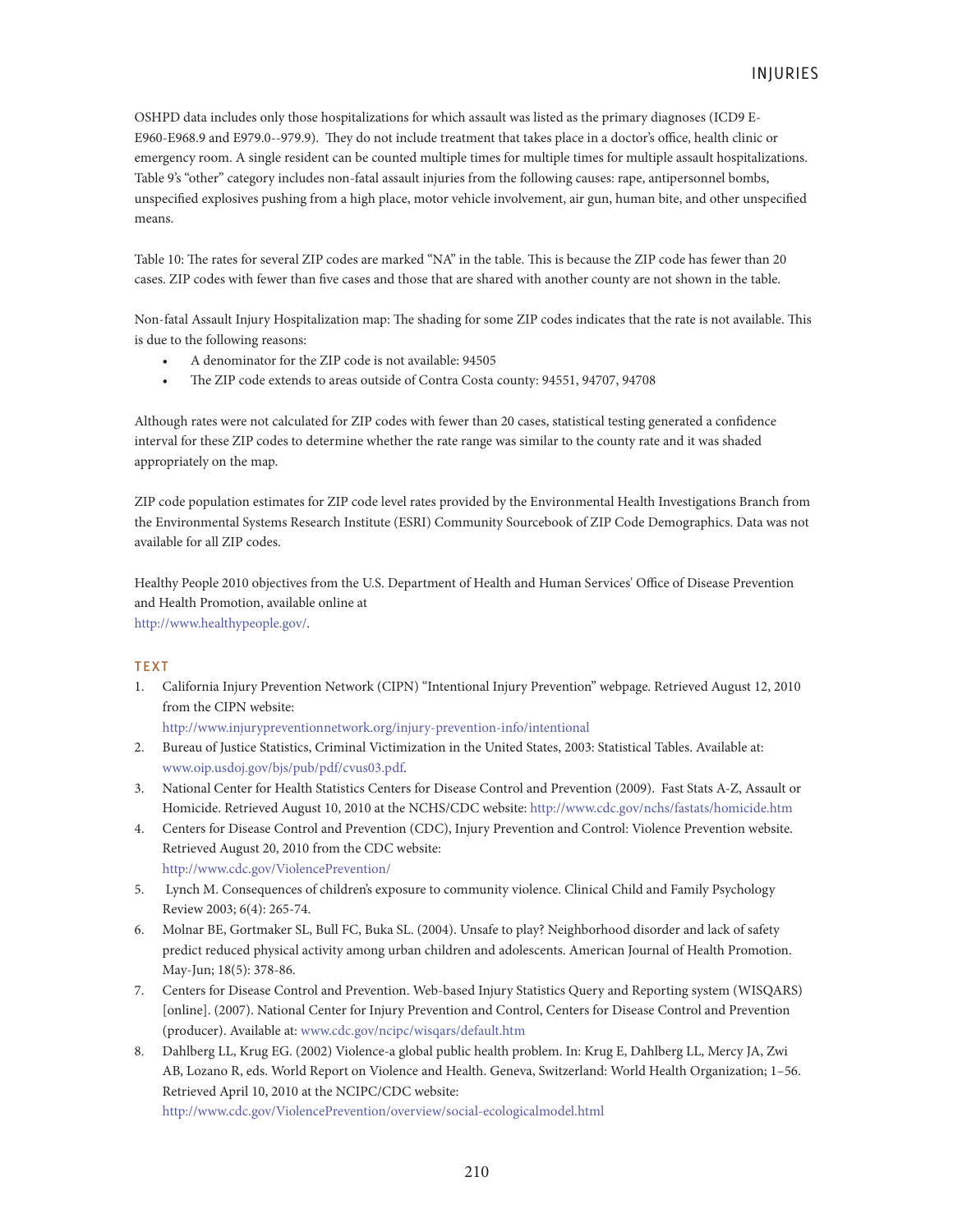OSHPD data includes only those hospitalizations for which assault was listed as the primary diagnoses (ICD9 E-E960-E968.9 and E979.0--979.9). They do not include treatment that takes place in a doctor's office, health clinic or emergency room. A single resident can be counted multiple times for multiple times for multiple assault hospitalizations. Table 9's "other" category includes non-fatal assault injuries from the following causes: rape, antipersonnel bombs, unspecified explosives pushing from a high place, motor vehicle involvement, air gun, human bite, and other unspecified means.

Table 10: The rates for several ZIP codes are marked "NA" in the table. This is because the ZIP code has fewer than 20 cases. ZIP codes with fewer than five cases and those that are shared with another county are not shown in the table.

Non-fatal Assault Injury Hospitalization map: The shading for some ZIP codes indicates that the rate is not available. This is due to the following reasons:

- A denominator for the ZIP code is not available: 94505
- The ZIP code extends to areas outside of Contra Costa county: 94551, 94707, 94708

Although rates were not calculated for ZIP codes with fewer than 20 cases, statistical testing generated a confidence interval for these ZIP codes to determine whether the rate range was similar to the county rate and it was shaded appropriately on the map.

ZIP code population estimates for ZIP code level rates provided by the Environmental Health Investigations Branch from the Environmental Systems Research Institute (ESRI) Community Sourcebook of ZIP Code Demographics. Data was not available for all ZIP codes.

Healthy People 2010 objectives from the U.S. Department of Health and Human Services' Office of Disease Prevention and Health Promotion, available online at
http://www.healthypeople.gov/.

## TEXT

1. California Injury Prevention Network (CIPN) "Intentional Injury Prevention" webpage. Retrieved August 12, 2010 from the CIPN website:
   http://www.injurypreventionnetwork.org/injury-prevention-info/intentional
2. Bureau of Justice Statistics, Criminal Victimization in the United States, 2003: Statistical Tables. Available at: www.oip.usdoj.gov/bjs/pub/pdf/cvus03.pdf.
3. National Center for Health Statistics Centers for Disease Control and Prevention (2009). Fast Stats A-Z, Assault or Homicide. Retrieved August 10, 2010 at the NCHS/CDC website: http://www.cdc.gov/nchs/fastats/homicide.htm
4. Centers for Disease Control and Prevention (CDC), Injury Prevention and Control: Violence Prevention website. Retrieved August 20, 2010 from the CDC website:
   http://www.cdc.gov/ViolencePrevention/
5. Lynch M. Consequences of children's exposure to community violence. Clinical Child and Family Psychology Review 2003; 6(4): 265-74.
6. Molnar BE, Gortmaker SL, Bull FC, Buka SL. (2004). Unsafe to play? Neighborhood disorder and lack of safety predict reduced physical activity among urban children and adolescents. American Journal of Health Promotion. May-Jun; 18(5): 378-86.
7. Centers for Disease Control and Prevention. Web-based Injury Statistics Query and Reporting system (WISQARS) [online]. (2007). National Center for Injury Prevention and Control, Centers for Disease Control and Prevention (producer). Available at: www.cdc.gov/ncipc/wisqars/default.htm
8. Dahlberg LL, Krug EG. (2002) Violence-a global public health problem. In: Krug E, Dahlberg LL, Mercy JA, Zwi AB, Lozano R, eds. World Report on Violence and Health. Geneva, Switzerland: World Health Organization; 1–56. Retrieved April 10, 2010 at the NCIPC/CDC website:
   http://www.cdc.gov/ViolencePrevention/overview/social-ecologicalmodel.html